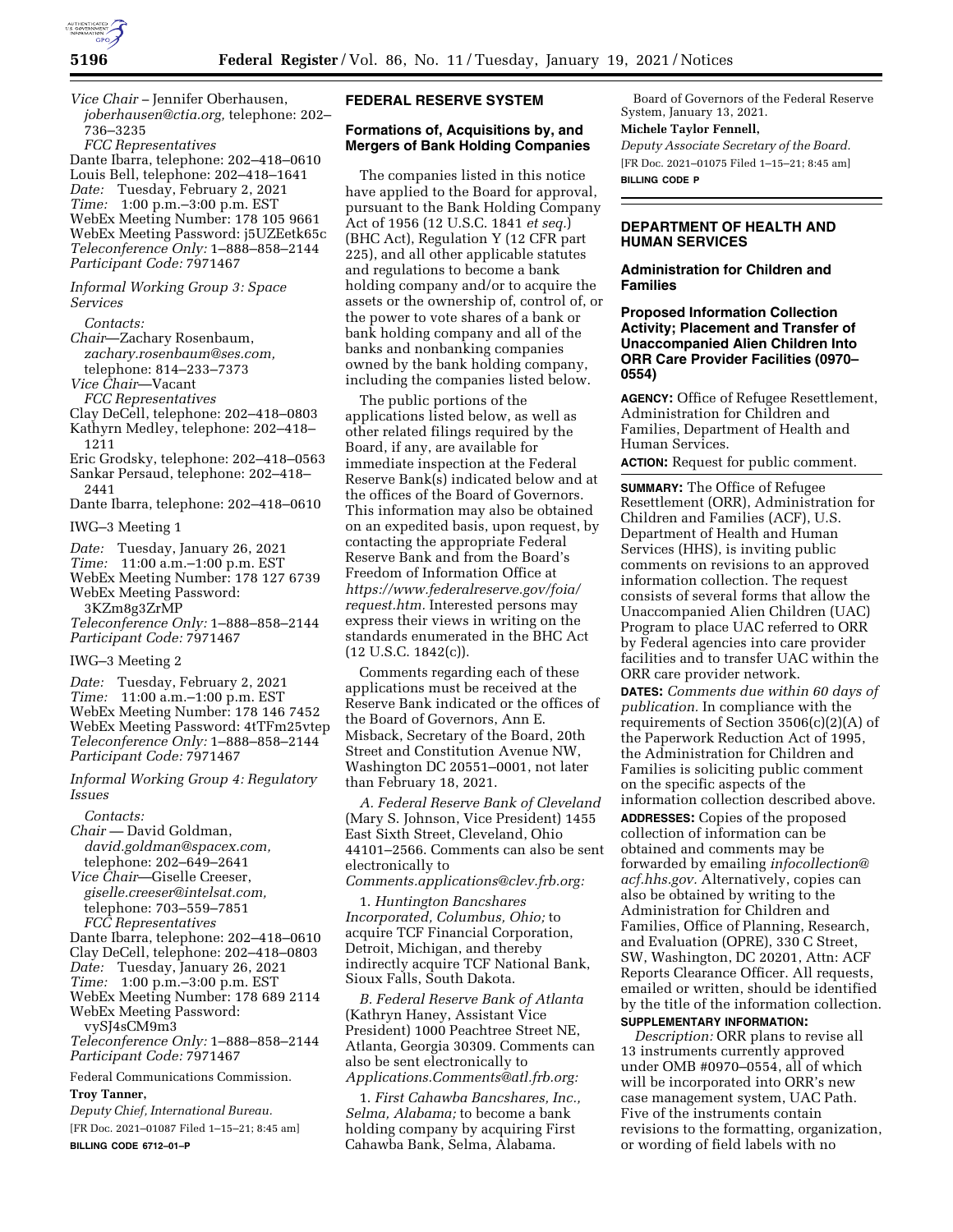*Vice Chair* – Jennifer Oberhausen, *joberhausen@ctia.org,* telephone: 202–736–3235

*FCC Representatives*

Dante Ibarra, telephone: 202–418–0610
Louis Bell, telephone: 202–418–1641
*Date:* Tuesday, February 2, 2021
*Time:* 1:00 p.m.–3:00 p.m. EST
WebEx Meeting Number: 178 105 9661
WebEx Meeting Password: j5UZEetk65c
*Teleconference Only:* 1–888–858–2144
*Participant Code:* 7971467

*Informal Working Group 3: Space Services*

*Contacts:*

*Chair*—Zachary Rosenbaum, *zachary.rosenbaum@ses.com,* telephone: 814–233–7373
*Vice Chair*—Vacant

*FCC Representatives*

Clay DeCell, telephone: 202–418–0803
Kathyrn Medley, telephone: 202–418–1211
Eric Grodsky, telephone: 202–418–0563
Sankar Persaud, telephone: 202–418–2441
Dante Ibarra, telephone: 202–418–0610

IWG–3 Meeting 1

*Date:* Tuesday, January 26, 2021
*Time:* 11:00 a.m.–1:00 p.m. EST
WebEx Meeting Number: 178 127 6739
WebEx Meeting Password: 3KZm8g3ZrMP
*Teleconference Only:* 1–888–858–2144
*Participant Code:* 7971467

IWG–3 Meeting 2

*Date:* Tuesday, February 2, 2021
*Time:* 11:00 a.m.–1:00 p.m. EST
WebEx Meeting Number: 178 146 7452
WebEx Meeting Password: 4tTFm25vtep
*Teleconference Only:* 1–888–858–2144
*Participant Code:* 7971467

*Informal Working Group 4: Regulatory Issues*

*Contacts:*

*Chair* — David Goldman, *david.goldman@spacex.com,* telephone: 202–649–2641
*Vice Chair*—Giselle Creeser, *giselle.creeser@intelsat.com,* telephone: 703–559–7851

*FCC Representatives*

Dante Ibarra, telephone: 202–418–0610
Clay DeCell, telephone: 202–418–0803
*Date:* Tuesday, January 26, 2021
*Time:* 1:00 p.m.–3:00 p.m. EST
WebEx Meeting Number: 178 689 2114
WebEx Meeting Password: vySJ4sCM9m3
*Teleconference Only:* 1–888–858–2144
*Participant Code:* 7971467

Federal Communications Commission.

**Troy Tanner,**

*Deputy Chief, International Bureau.*

[FR Doc. 2021–01087 Filed 1–15–21; 8:45 am]

**BILLING CODE 6712–01–P**

## FEDERAL RESERVE SYSTEM

### Formations of, Acquisitions by, and Mergers of Bank Holding Companies

The companies listed in this notice have applied to the Board for approval, pursuant to the Bank Holding Company Act of 1956 (12 U.S.C. 1841 *et seq.*) (BHC Act), Regulation Y (12 CFR part 225), and all other applicable statutes and regulations to become a bank holding company and/or to acquire the assets or the ownership of, control of, or the power to vote shares of a bank or bank holding company and all of the banks and nonbanking companies owned by the bank holding company, including the companies listed below.

The public portions of the applications listed below, as well as other related filings required by the Board, if any, are available for immediate inspection at the Federal Reserve Bank(s) indicated below and at the offices of the Board of Governors. This information may also be obtained on an expedited basis, upon request, by contacting the appropriate Federal Reserve Bank and from the Board's Freedom of Information Office at *https://www.federalreserve.gov/foia/request.htm.* Interested persons may express their views in writing on the standards enumerated in the BHC Act (12 U.S.C. 1842(c)).

Comments regarding each of these applications must be received at the Reserve Bank indicated or the offices of the Board of Governors, Ann E. Misback, Secretary of the Board, 20th Street and Constitution Avenue NW, Washington DC 20551–0001, not later than February 18, 2021.

*A. Federal Reserve Bank of Cleveland* (Mary S. Johnson, Vice President) 1455 East Sixth Street, Cleveland, Ohio 44101–2566. Comments can also be sent electronically to *Comments.applications@clev.frb.org:*

1. *Huntington Bancshares Incorporated, Columbus, Ohio;* to acquire TCF Financial Corporation, Detroit, Michigan, and thereby indirectly acquire TCF National Bank, Sioux Falls, South Dakota.

*B. Federal Reserve Bank of Atlanta* (Kathryn Haney, Assistant Vice President) 1000 Peachtree Street NE, Atlanta, Georgia 30309. Comments can also be sent electronically to *Applications.Comments@atl.frb.org:*

1. *First Cahawba Bancshares, Inc., Selma, Alabama;* to become a bank holding company by acquiring First Cahawba Bank, Selma, Alabama.

Board of Governors of the Federal Reserve System, January 13, 2021.

**Michele Taylor Fennell,**

*Deputy Associate Secretary of the Board.*

[FR Doc. 2021–01075 Filed 1–15–21; 8:45 am]

**BILLING CODE P**

## DEPARTMENT OF HEALTH AND HUMAN SERVICES

### Administration for Children and Families

### Proposed Information Collection Activity; Placement and Transfer of Unaccompanied Alien Children Into ORR Care Provider Facilities (0970–0554)

**AGENCY:** Office of Refugee Resettlement, Administration for Children and Families, Department of Health and Human Services.

**ACTION:** Request for public comment.

**SUMMARY:** The Office of Refugee Resettlement (ORR), Administration for Children and Families (ACF), U.S. Department of Health and Human Services (HHS), is inviting public comments on revisions to an approved information collection. The request consists of several forms that allow the Unaccompanied Alien Children (UAC) Program to place UAC referred to ORR by Federal agencies into care provider facilities and to transfer UAC within the ORR care provider network.

**DATES:** *Comments due within 60 days of publication.* In compliance with the requirements of Section 3506(c)(2)(A) of the Paperwork Reduction Act of 1995, the Administration for Children and Families is soliciting public comment on the specific aspects of the information collection described above.

**ADDRESSES:** Copies of the proposed collection of information can be obtained and comments may be forwarded by emailing *infocollection@acf.hhs.gov.* Alternatively, copies can also be obtained by writing to the Administration for Children and Families, Office of Planning, Research, and Evaluation (OPRE), 330 C Street, SW, Washington, DC 20201, Attn: ACF Reports Clearance Officer. All requests, emailed or written, should be identified by the title of the information collection.

**SUPPLEMENTARY INFORMATION:**

*Description:* ORR plans to revise all 13 instruments currently approved under OMB #0970–0554, all of which will be incorporated into ORR's new case management system, UAC Path. Five of the instruments contain revisions to the formatting, organization, or wording of field labels with no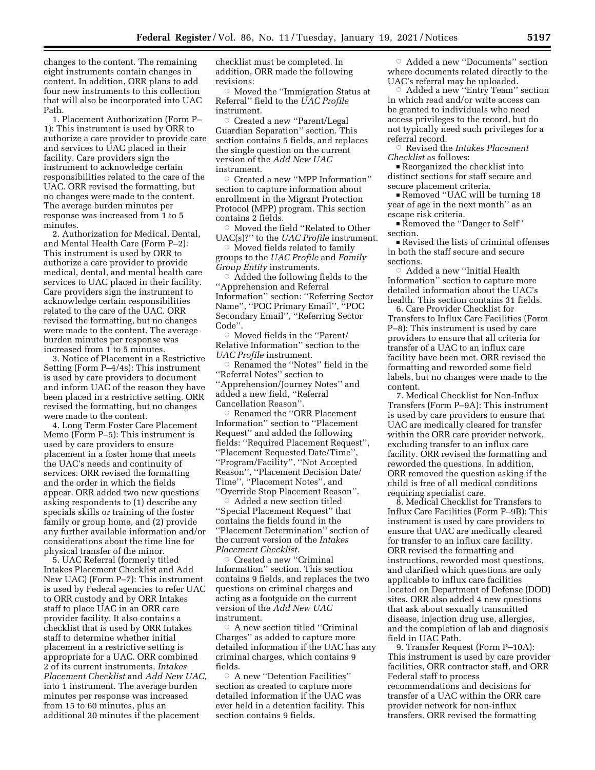changes to the content. The remaining eight instruments contain changes in content. In addition, ORR plans to add four new instruments to this collection that will also be incorporated into UAC Path.

1. Placement Authorization (Form P–1): This instrument is used by ORR to authorize a care provider to provide care and services to UAC placed in their facility. Care providers sign the instrument to acknowledge certain responsibilities related to the care of the UAC. ORR revised the formatting, but no changes were made to the content. The average burden minutes per response was increased from 1 to 5 minutes.

2. Authorization for Medical, Dental, and Mental Health Care (Form P–2): This instrument is used by ORR to authorize a care provider to provide medical, dental, and mental health care services to UAC placed in their facility. Care providers sign the instrument to acknowledge certain responsibilities related to the care of the UAC. ORR revised the formatting, but no changes were made to the content. The average burden minutes per response was increased from 1 to 5 minutes.

3. Notice of Placement in a Restrictive Setting (Form P–4/4s): This instrument is used by care providers to document and inform UAC of the reason they have been placed in a restrictive setting. ORR revised the formatting, but no changes were made to the content.

4. Long Term Foster Care Placement Memo (Form P–5): This instrument is used by care providers to ensure placement in a foster home that meets the UAC's needs and continuity of services. ORR revised the formatting and the order in which the fields appear. ORR added two new questions asking respondents to (1) describe any specials skills or training of the foster family or group home, and (2) provide any further available information and/or considerations about the time line for physical transfer of the minor.

5. UAC Referral (formerly titled Intakes Placement Checklist and Add New UAC) (Form P–7): This instrument is used by Federal agencies to refer UAC to ORR custody and by ORR Intakes staff to place UAC in an ORR care provider facility. It also contains a checklist that is used by ORR Intakes staff to determine whether initial placement in a restrictive setting is appropriate for a UAC. ORR combined 2 of its current instruments, *Intakes Placement Checklist* and *Add New UAC,* into 1 instrument. The average burden minutes per response was increased from 15 to 60 minutes, plus an additional 30 minutes if the placement checklist must be completed. In addition, ORR made the following revisions:

- Moved the ''Immigration Status at Referral'' field to the *UAC Profile* instrument.
- Created a new ''Parent/Legal Guardian Separation'' section. This section contains 5 fields, and replaces the single question on the current version of the *Add New UAC* instrument.
- Created a new ''MPP Information'' section to capture information about enrollment in the Migrant Protection Protocol (MPP) program. This section contains 2 fields.
- Moved the field ''Related to Other UAC(s)?'' to the *UAC Profile* instrument.
- Moved fields related to family groups to the *UAC Profile* and *Family Group Entity* instruments.
- Added the following fields to the ''Apprehension and Referral Information'' section: ''Referring Sector Name'', ''POC Primary Email'', ''POC Secondary Email'', ''Referring Sector Code''.
- Moved fields in the ''Parent/Relative Information'' section to the *UAC Profile* instrument.
- Renamed the ''Notes'' field in the ''Referral Notes'' section to ''Apprehension/Journey Notes'' and added a new field, ''Referral Cancellation Reason''.
- Renamed the ''ORR Placement Information'' section to ''Placement Request'' and added the following fields: ''Required Placement Request'', ''Placement Requested Date/Time'', ''Program/Facility'', ''Not Accepted Reason'', ''Placement Decision Date/Time'', ''Placement Notes'', and ''Override Stop Placement Reason''.
- Added a new section titled ''Special Placement Request'' that contains the fields found in the ''Placement Determination'' section of the current version of the *Intakes Placement Checklist.*
- Created a new ''Criminal Information'' section. This section contains 9 fields, and replaces the two questions on criminal charges and acting as a footguide on the current version of the *Add New UAC* instrument.
- A new section titled ''Criminal Charges'' as added to capture more detailed information if the UAC has any criminal charges, which contains 9 fields.
- A new ''Detention Facilities'' section as created to capture more detailed information if the UAC was ever held in a detention facility. This section contains 9 fields.
- Added a new ''Documents'' section where documents related directly to the UAC's referral may be uploaded.
- Added a new ''Entry Team'' section in which read and/or write access can be granted to individuals who need access privileges to the record, but do not typically need such privileges for a referral record.
- Revised the *Intakes Placement Checklist* as follows:
  - Reorganized the checklist into distinct sections for staff secure and secure placement criteria.
  - Removed ''UAC will be turning 18 year of age in the next month'' as an escape risk criteria.
  - Removed the ''Danger to Self'' section.
  - Revised the lists of criminal offenses in both the staff secure and secure sections.
- Added a new ''Initial Health Information'' section to capture more detailed information about the UAC's health. This section contains 31 fields.

6. Care Provider Checklist for Transfers to Influx Care Facilities (Form P–8): This instrument is used by care providers to ensure that all criteria for transfer of a UAC to an influx care facility have been met. ORR revised the formatting and reworded some field labels, but no changes were made to the content.

7. Medical Checklist for Non-Influx Transfers (Form P–9A): This instrument is used by care providers to ensure that UAC are medically cleared for transfer within the ORR care provider network, excluding transfer to an influx care facility. ORR revised the formatting and reworded the questions. In addition, ORR removed the question asking if the child is free of all medical conditions requiring specialist care.

8. Medical Checklist for Transfers to Influx Care Facilities (Form P–9B): This instrument is used by care providers to ensure that UAC are medically cleared for transfer to an influx care facility. ORR revised the formatting and instructions, reworded most questions, and clarified which questions are only applicable to influx care facilities located on Department of Defense (DOD) sites. ORR also added 4 new questions that ask about sexually transmitted disease, injection drug use, allergies, and the completion of lab and diagnosis field in UAC Path.

9. Transfer Request (Form P–10A): This instrument is used by care provider facilities, ORR contractor staff, and ORR Federal staff to process recommendations and decisions for transfer of a UAC within the ORR care provider network for non-influx transfers. ORR revised the formatting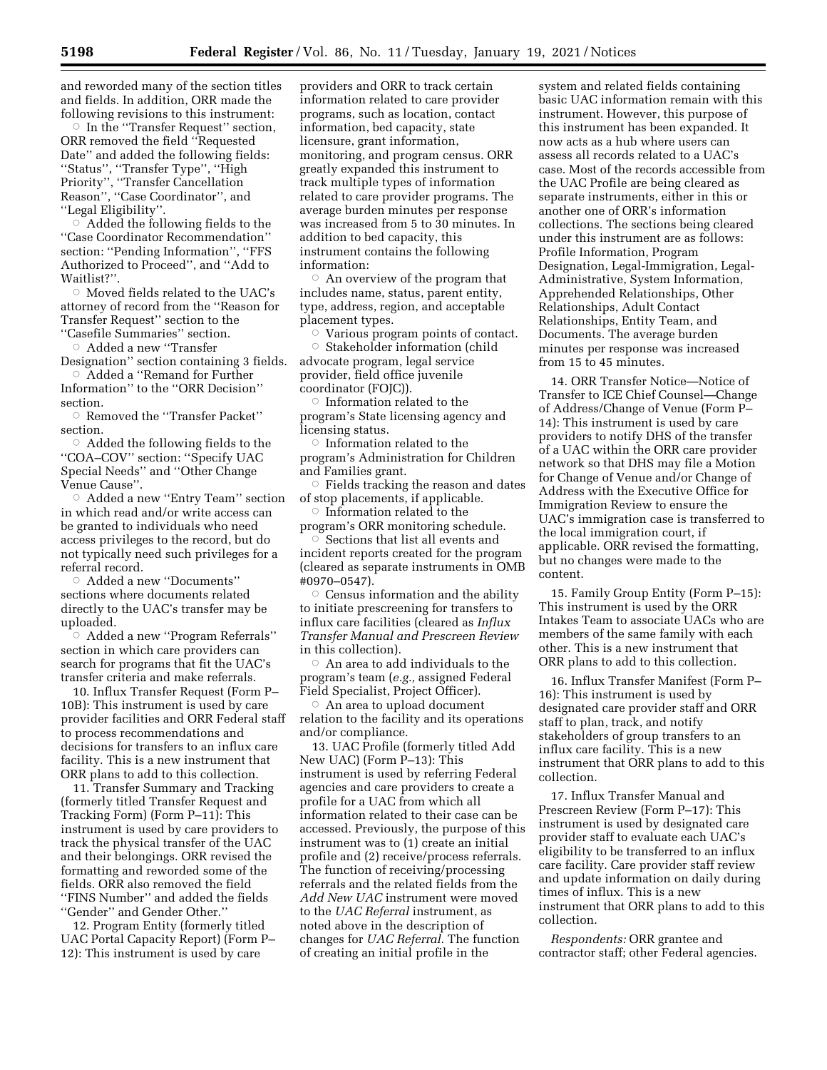and reworded many of the section titles and fields. In addition, ORR made the following revisions to this instrument:

- In the ''Transfer Request'' section, ORR removed the field ''Requested Date'' and added the following fields: ''Status'', ''Transfer Type'', ''High Priority'', ''Transfer Cancellation Reason'', ''Case Coordinator'', and ''Legal Eligibility''.
- Added the following fields to the ''Case Coordinator Recommendation'' section: ''Pending Information'', ''FFS Authorized to Proceed'', and ''Add to Waitlist?''.
- Moved fields related to the UAC's attorney of record from the ''Reason for Transfer Request'' section to the ''Casefile Summaries'' section.
- Added a new ''Transfer Designation'' section containing 3 fields.
- Added a ''Remand for Further Information'' to the ''ORR Decision'' section.
- Removed the ''Transfer Packet'' section.
- Added the following fields to the ''COA–COV'' section: ''Specify UAC Special Needs'' and ''Other Change Venue Cause''.
- Added a new ''Entry Team'' section in which read and/or write access can be granted to individuals who need access privileges to the record, but do not typically need such privileges for a referral record.
- Added a new ''Documents'' sections where documents related directly to the UAC's transfer may be uploaded.
- Added a new ''Program Referrals'' section in which care providers can search for programs that fit the UAC's transfer criteria and make referrals.

10. Influx Transfer Request (Form P–10B): This instrument is used by care provider facilities and ORR Federal staff to process recommendations and decisions for transfers to an influx care facility. This is a new instrument that ORR plans to add to this collection.

11. Transfer Summary and Tracking (formerly titled Transfer Request and Tracking Form) (Form P–11): This instrument is used by care providers to track the physical transfer of the UAC and their belongings. ORR revised the formatting and reworded some of the fields. ORR also removed the field ''FINS Number'' and added the fields ''Gender'' and Gender Other.''

12. Program Entity (formerly titled UAC Portal Capacity Report) (Form P–12): This instrument is used by care providers and ORR to track certain information related to care provider programs, such as location, contact information, bed capacity, state licensure, grant information, monitoring, and program census. ORR greatly expanded this instrument to track multiple types of information related to care provider programs. The average burden minutes per response was increased from 5 to 30 minutes. In addition to bed capacity, this instrument contains the following information:

- An overview of the program that includes name, status, parent entity, type, address, region, and acceptable placement types.
- Various program points of contact.
- Stakeholder information (child advocate program, legal service provider, field office juvenile coordinator (FOJC)).
- Information related to the program's State licensing agency and licensing status.
- Information related to the program's Administration for Children and Families grant.
- Fields tracking the reason and dates of stop placements, if applicable.
- Information related to the program's ORR monitoring schedule.
- Sections that list all events and incident reports created for the program (cleared as separate instruments in OMB #0970–0547).
- Census information and the ability to initiate prescreening for transfers to influx care facilities (cleared as *Influx Transfer Manual and Prescreen Review* in this collection).
- An area to add individuals to the program's team (*e.g.,* assigned Federal Field Specialist, Project Officer).
- An area to upload document relation to the facility and its operations and/or compliance.

13. UAC Profile (formerly titled Add New UAC) (Form P–13): This instrument is used by referring Federal agencies and care providers to create a profile for a UAC from which all information related to their case can be accessed. Previously, the purpose of this instrument was to (1) create an initial profile and (2) receive/process referrals. The function of receiving/processing referrals and the related fields from the *Add New UAC* instrument were moved to the *UAC Referral* instrument, as noted above in the description of changes for *UAC Referral.* The function of creating an initial profile in the system and related fields containing basic UAC information remain with this instrument. However, this purpose of this instrument has been expanded. It now acts as a hub where users can assess all records related to a UAC's case. Most of the records accessible from the UAC Profile are being cleared as separate instruments, either in this or another one of ORR's information collections. The sections being cleared under this instrument are as follows: Profile Information, Program Designation, Legal-Immigration, Legal-Administrative, System Information, Apprehended Relationships, Other Relationships, Adult Contact Relationships, Entity Team, and Documents. The average burden minutes per response was increased from 15 to 45 minutes.

14. ORR Transfer Notice—Notice of Transfer to ICE Chief Counsel—Change of Address/Change of Venue (Form P–14): This instrument is used by care providers to notify DHS of the transfer of a UAC within the ORR care provider network so that DHS may file a Motion for Change of Venue and/or Change of Address with the Executive Office for Immigration Review to ensure the UAC's immigration case is transferred to the local immigration court, if applicable. ORR revised the formatting, but no changes were made to the content.

15. Family Group Entity (Form P–15): This instrument is used by the ORR Intakes Team to associate UACs who are members of the same family with each other. This is a new instrument that ORR plans to add to this collection.

16. Influx Transfer Manifest (Form P–16): This instrument is used by designated care provider staff and ORR staff to plan, track, and notify stakeholders of group transfers to an influx care facility. This is a new instrument that ORR plans to add to this collection.

17. Influx Transfer Manual and Prescreen Review (Form P–17): This instrument is used by designated care provider staff to evaluate each UAC's eligibility to be transferred to an influx care facility. Care provider staff review and update information on daily during times of influx. This is a new instrument that ORR plans to add to this collection.

*Respondents:* ORR grantee and contractor staff; other Federal agencies.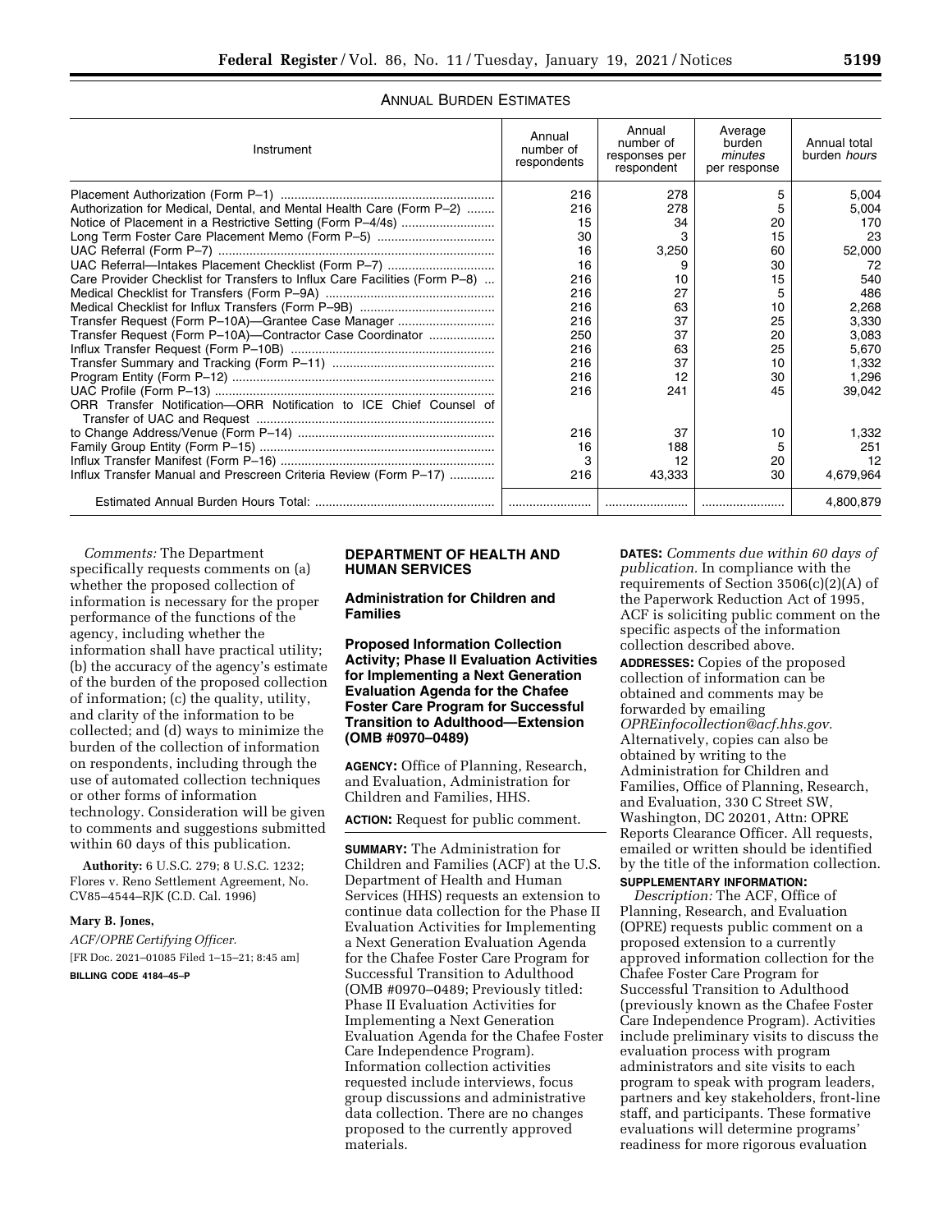ANNUAL BURDEN ESTIMATES

| Instrument | Annual number of respondents | Annual number of responses per respondent | Average burden *minutes* per response | Annual total burden *hours* |
|---|---|---|---|---|
| Placement Authorization (Form P–1) | 216 | 278 | 5 | 5,004 |
| Authorization for Medical, Dental, and Mental Health Care (Form P–2) | 216 | 278 | 5 | 5,004 |
| Notice of Placement in a Restrictive Setting (Form P–4/4s) | 15 | 34 | 20 | 170 |
| Long Term Foster Care Placement Memo (Form P–5) | 30 | 3 | 15 | 23 |
| UAC Referral (Form P–7) | 16 | 3,250 | 60 | 52,000 |
| UAC Referral—Intakes Placement Checklist (Form P–7) | 16 | 9 | 30 | 72 |
| Care Provider Checklist for Transfers to Influx Care Facilities (Form P–8) | 216 | 10 | 15 | 540 |
| Medical Checklist for Transfers (Form P–9A) | 216 | 27 | 5 | 486 |
| Medical Checklist for Influx Transfers (Form P–9B) | 216 | 63 | 10 | 2,268 |
| Transfer Request (Form P–10A)—Grantee Case Manager | 216 | 37 | 25 | 3,330 |
| Transfer Request (Form P–10A)—Contractor Case Coordinator | 250 | 37 | 20 | 3,083 |
| Influx Transfer Request (Form P–10B) | 216 | 63 | 25 | 5,670 |
| Transfer Summary and Tracking (Form P–11) | 216 | 37 | 10 | 1,332 |
| Program Entity (Form P–12) | 216 | 12 | 30 | 1,296 |
| UAC Profile (Form P–13) | 216 | 241 | 45 | 39,042 |
| ORR Transfer Notification—ORR Notification to ICE Chief Counsel of Transfer of UAC and Request to Change Address/Venue (Form P–14) | 216 | 37 | 10 | 1,332 |
| Family Group Entity (Form P–15) | 16 | 188 | 5 | 251 |
| Influx Transfer Manifest (Form P–16) | 3 | 12 | 20 | 12 |
| Influx Transfer Manual and Prescreen Criteria Review (Form P–17) | 216 | 43,333 | 30 | 4,679,964 |
| Estimated Annual Burden Hours Total: | | | | 4,800,879 |

*Comments:* The Department specifically requests comments on (a) whether the proposed collection of information is necessary for the proper performance of the functions of the agency, including whether the information shall have practical utility; (b) the accuracy of the agency's estimate of the burden of the proposed collection of information; (c) the quality, utility, and clarity of the information to be collected; and (d) ways to minimize the burden of the collection of information on respondents, including through the use of automated collection techniques or other forms of information technology. Consideration will be given to comments and suggestions submitted within 60 days of this publication.

**Authority:** 6 U.S.C. 279; 8 U.S.C. 1232; Flores v. Reno Settlement Agreement, No. CV85–4544–RJK (C.D. Cal. 1996)

**Mary B. Jones,**

*ACF/OPRE Certifying Officer.*

[FR Doc. 2021–01085 Filed 1–15–21; 8:45 am]

**BILLING CODE 4184–45–P**

## DEPARTMENT OF HEALTH AND HUMAN SERVICES

### Administration for Children and Families

### Proposed Information Collection Activity; Phase II Evaluation Activities for Implementing a Next Generation Evaluation Agenda for the Chafee Foster Care Program for Successful Transition to Adulthood—Extension (OMB #0970–0489)

**AGENCY:** Office of Planning, Research, and Evaluation, Administration for Children and Families, HHS.

**ACTION:** Request for public comment.

**SUMMARY:** The Administration for Children and Families (ACF) at the U.S. Department of Health and Human Services (HHS) requests an extension to continue data collection for the Phase II Evaluation Activities for Implementing a Next Generation Evaluation Agenda for the Chafee Foster Care Program for Successful Transition to Adulthood (OMB #0970–0489; Previously titled: Phase II Evaluation Activities for Implementing a Next Generation Evaluation Agenda for the Chafee Foster Care Independence Program). Information collection activities requested include interviews, focus group discussions and administrative data collection. There are no changes proposed to the currently approved materials.

**DATES:** *Comments due within 60 days of publication.* In compliance with the requirements of Section 3506(c)(2)(A) of the Paperwork Reduction Act of 1995, ACF is soliciting public comment on the specific aspects of the information collection described above.

**ADDRESSES:** Copies of the proposed collection of information can be obtained and comments may be forwarded by emailing *OPREinfocollection@acf.hhs.gov.* Alternatively, copies can also be obtained by writing to the Administration for Children and Families, Office of Planning, Research, and Evaluation, 330 C Street SW, Washington, DC 20201, Attn: OPRE Reports Clearance Officer. All requests, emailed or written should be identified by the title of the information collection.

**SUPPLEMENTARY INFORMATION:**

*Description:* The ACF, Office of Planning, Research, and Evaluation (OPRE) requests public comment on a proposed extension to a currently approved information collection for the Chafee Foster Care Program for Successful Transition to Adulthood (previously known as the Chafee Foster Care Independence Program). Activities include preliminary visits to discuss the evaluation process with program administrators and site visits to each program to speak with program leaders, partners and key stakeholders, front-line staff, and participants. These formative evaluations will determine programs' readiness for more rigorous evaluation